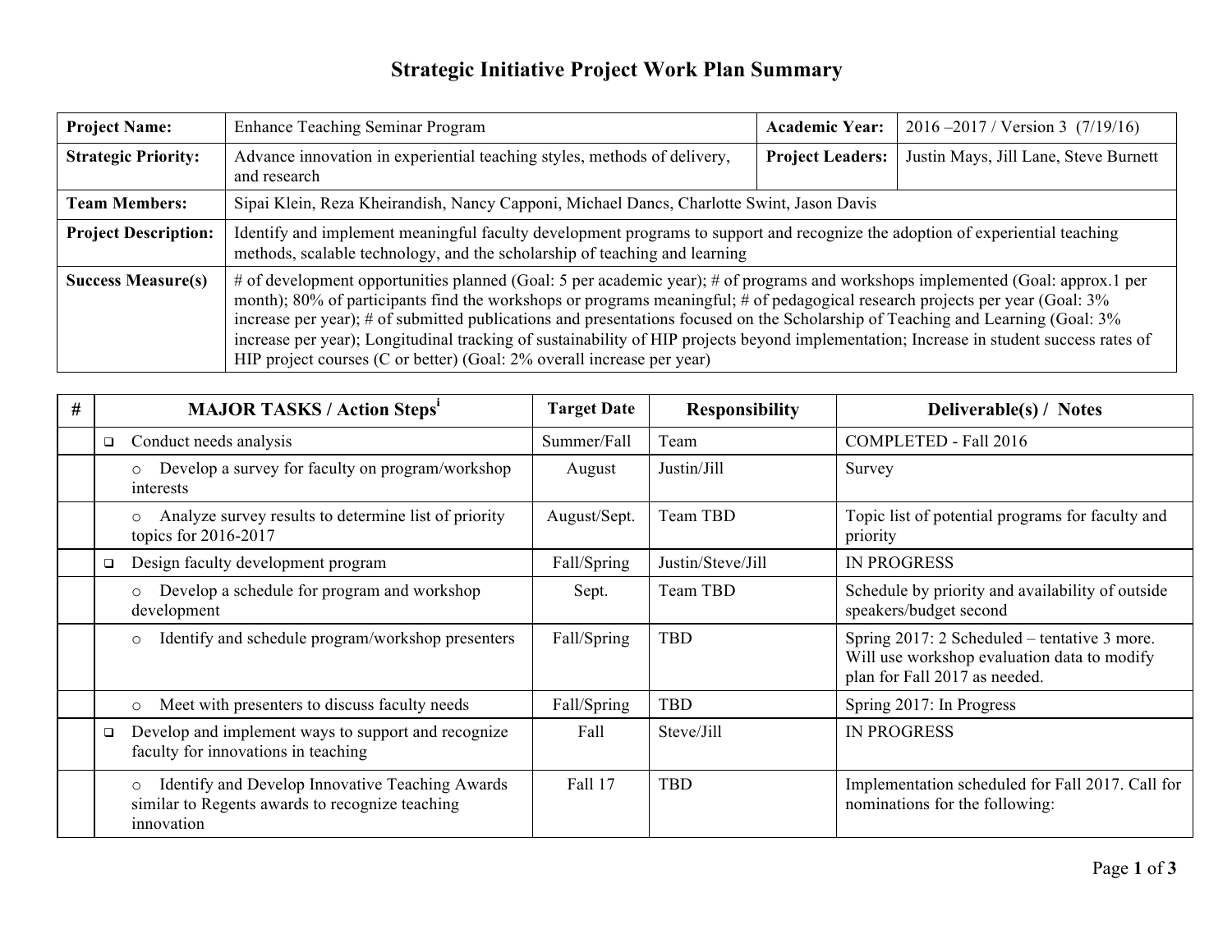# Strategic Initiative Project Work Plan Summary

| | | | |
|---|---|---|---|
| **Project Name:** | Enhance Teaching Seminar Program | **Academic Year:** | 2016 –2017 / Version 3 (7/19/16) |
| **Strategic Priority:** | Advance innovation in experiential teaching styles, methods of delivery, and research | **Project Leaders:** | Justin Mays, Jill Lane, Steve Burnett |
| **Team Members:** | Sipai Klein, Reza Kheirandish, Nancy Capponi, Michael Dancs, Charlotte Swint, Jason Davis | | |
| **Project Description:** | Identify and implement meaningful faculty development programs to support and recognize the adoption of experiential teaching methods, scalable technology, and the scholarship of teaching and learning | | |
| **Success Measure(s)** | # of development opportunities planned (Goal: 5 per academic year); # of programs and workshops implemented (Goal: approx.1 per month); 80% of participants find the workshops or programs meaningful; # of pedagogical research projects per year (Goal: 3% increase per year); # of submitted publications and presentations focused on the Scholarship of Teaching and Learning (Goal: 3% increase per year); Longitudinal tracking of sustainability of HIP projects beyond implementation; Increase in student success rates of HIP project courses (C or better) (Goal: 2% overall increase per year) | | |

| # | MAJOR TASKS / Action Steps[i] | Target Date | Responsibility | Deliverable(s) / Notes |
|---|---|---|---|---|
| | ❑ Conduct needs analysis | Summer/Fall | Team | COMPLETED - Fall 2016 |
| | ○ Develop a survey for faculty on program/workshop interests | August | Justin/Jill | Survey |
| | ○ Analyze survey results to determine list of priority topics for 2016-2017 | August/Sept. | Team TBD | Topic list of potential programs for faculty and priority |
| | ❑ Design faculty development program | Fall/Spring | Justin/Steve/Jill | IN PROGRESS |
| | ○ Develop a schedule for program and workshop development | Sept. | Team TBD | Schedule by priority and availability of outside speakers/budget second |
| | ○ Identify and schedule program/workshop presenters | Fall/Spring | TBD | Spring 2017: 2 Scheduled – tentative 3 more. Will use workshop evaluation data to modify plan for Fall 2017 as needed. |
| | ○ Meet with presenters to discuss faculty needs | Fall/Spring | TBD | Spring 2017: In Progress |
| | ❑ Develop and implement ways to support and recognize faculty for innovations in teaching | Fall | Steve/Jill | IN PROGRESS |
| | ○ Identify and Develop Innovative Teaching Awards similar to Regents awards to recognize teaching innovation | Fall 17 | TBD | Implementation scheduled for Fall 2017. Call for nominations for the following: |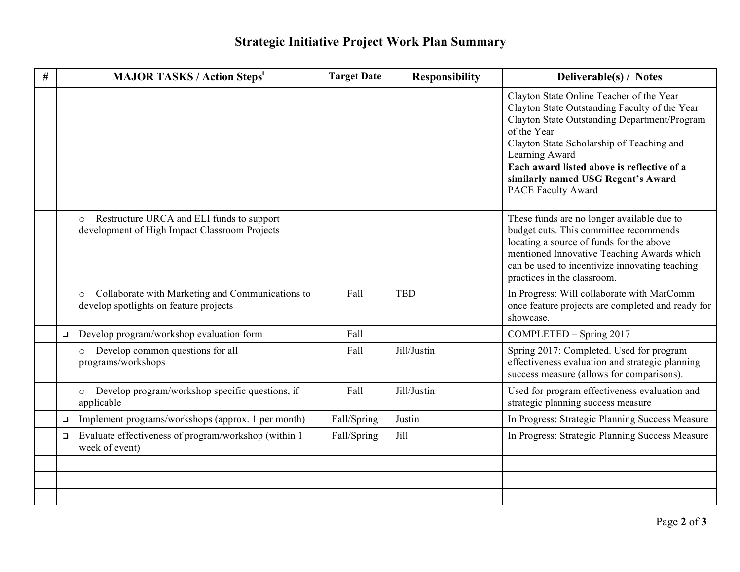# Strategic Initiative Project Work Plan Summary

| # | MAJOR TASKS / Action Steps[i] | Target Date | Responsibility | Deliverable(s) / Notes |
|---|---|---|---|---|
| | | | | Clayton State Online Teacher of the Year<br>Clayton State Outstanding Faculty of the Year<br>Clayton State Outstanding Department/Program of the Year<br>Clayton State Scholarship of Teaching and Learning Award<br>**Each award listed above is reflective of a similarly named USG Regent's Award**<br>PACE Faculty Award |
| | ○ Restructure URCA and ELI funds to support development of High Impact Classroom Projects | | | These funds are no longer available due to budget cuts. This committee recommends locating a source of funds for the above mentioned Innovative Teaching Awards which can be used to incentivize innovating teaching practices in the classroom. |
| | ○ Collaborate with Marketing and Communications to develop spotlights on feature projects | Fall | TBD | In Progress: Will collaborate with MarComm once feature projects are completed and ready for showcase. |
| | ❑ Develop program/workshop evaluation form | Fall | | COMPLETED – Spring 2017 |
| | ○ Develop common questions for all programs/workshops | Fall | Jill/Justin | Spring 2017: Completed. Used for program effectiveness evaluation and strategic planning success measure (allows for comparisons). |
| | ○ Develop program/workshop specific questions, if applicable | Fall | Jill/Justin | Used for program effectiveness evaluation and strategic planning success measure |
| | ❑ Implement programs/workshops (approx. 1 per month) | Fall/Spring | Justin | In Progress: Strategic Planning Success Measure |
| | ❑ Evaluate effectiveness of program/workshop (within 1 week of event) | Fall/Spring | Jill | In Progress: Strategic Planning Success Measure |
| | | | | |
| | | | | |
| | | | | |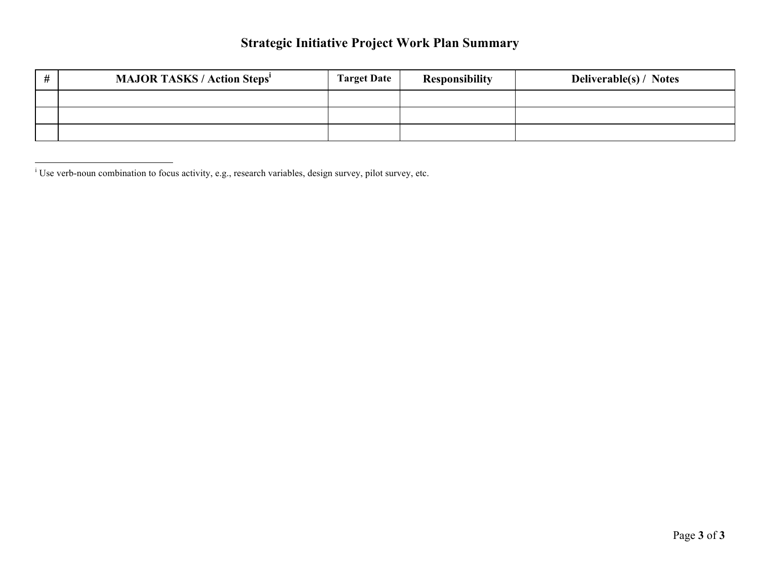# Strategic Initiative Project Work Plan Summary

| # | MAJOR TASKS / Action Steps[i] | Target Date | Responsibility | Deliverable(s) / Notes |
|---|---|---|---|---|
| | | | | |
| | | | | |
| | | | | |

[i] Use verb-noun combination to focus activity, e.g., research variables, design survey, pilot survey, etc.